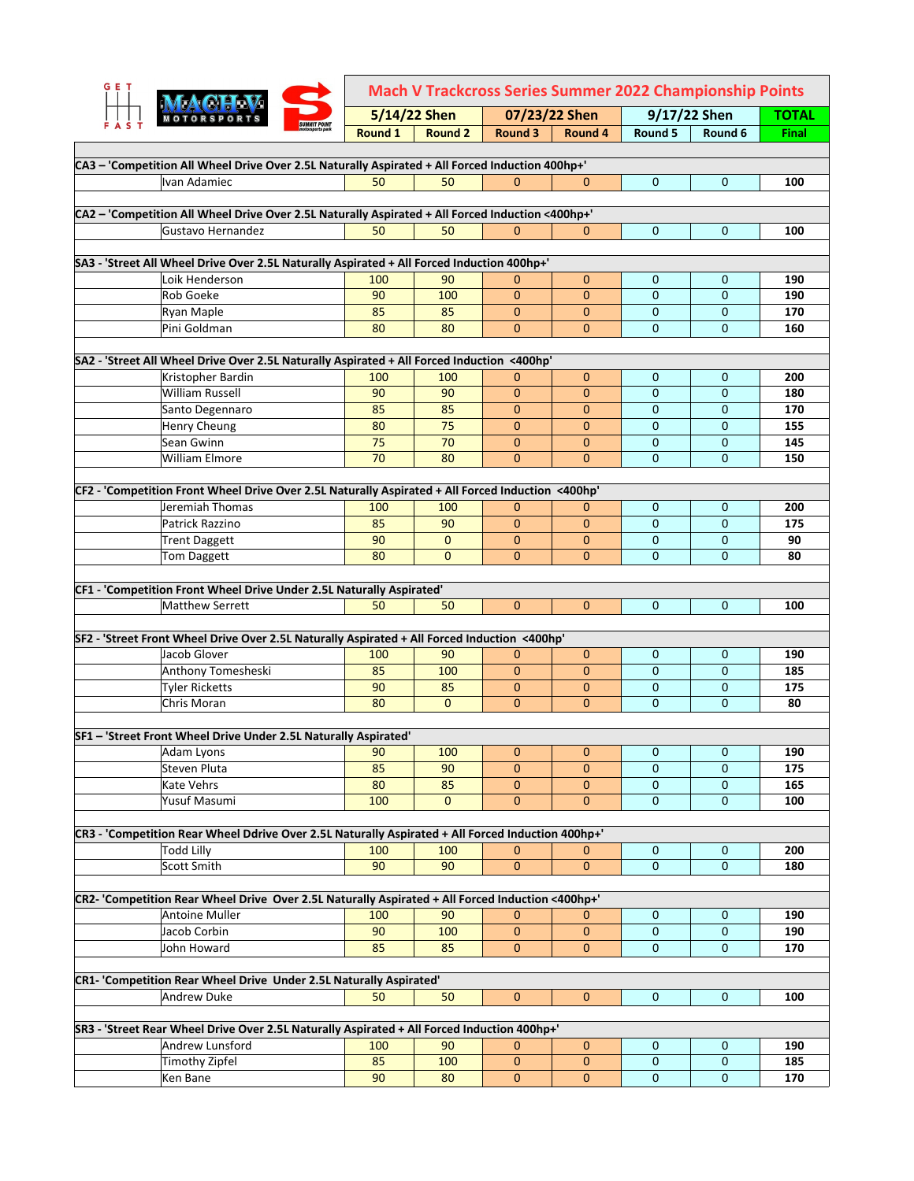# Mach V Trackcross Series Summer 2022 Championship Points

| | 5/14/22 Shen | | 07/23/22 Shen | | 9/17/22 Shen | | TOTAL |
|---|---|---|---|---|---|---|---|
| | Round 1 | Round 2 | Round 3 | Round 4 | Round 5 | Round 6 | Final |
| **CA3 – 'Competition All Wheel Drive Over 2.5L Naturally Aspirated + All Forced Induction 400hp+'** | | | | | | | |
| Ivan Adamiec | 50 | 50 | 0 | 0 | 0 | 0 | **100** |
| **CA2 – 'Competition All Wheel Drive Over 2.5L Naturally Aspirated + All Forced Induction <400hp+'** | | | | | | | |
| Gustavo Hernandez | 50 | 50 | 0 | 0 | 0 | 0 | **100** |
| **SA3 - 'Street All Wheel Drive Over 2.5L Naturally Aspirated + All Forced Induction 400hp+'** | | | | | | | |
| Loik Henderson | 100 | 90 | 0 | 0 | 0 | 0 | **190** |
| Rob Goeke | 90 | 100 | 0 | 0 | 0 | 0 | **190** |
| Ryan Maple | 85 | 85 | 0 | 0 | 0 | 0 | **170** |
| Pini Goldman | 80 | 80 | 0 | 0 | 0 | 0 | **160** |
| **SA2 - 'Street All Wheel Drive Over 2.5L Naturally Aspirated + All Forced Induction <400hp'** | | | | | | | |
| Kristopher Bardin | 100 | 100 | 0 | 0 | 0 | 0 | **200** |
| William Russell | 90 | 90 | 0 | 0 | 0 | 0 | **180** |
| Santo Degennaro | 85 | 85 | 0 | 0 | 0 | 0 | **170** |
| Henry Cheung | 80 | 75 | 0 | 0 | 0 | 0 | **155** |
| Sean Gwinn | 75 | 70 | 0 | 0 | 0 | 0 | **145** |
| William Elmore | 70 | 80 | 0 | 0 | 0 | 0 | **150** |
| **CF2 - 'Competition Front Wheel Drive Over 2.5L Naturally Aspirated + All Forced Induction <400hp'** | | | | | | | |
| Jeremiah Thomas | 100 | 100 | 0 | 0 | 0 | 0 | **200** |
| Patrick Razzino | 85 | 90 | 0 | 0 | 0 | 0 | **175** |
| Trent Daggett | 90 | 0 | 0 | 0 | 0 | 0 | **90** |
| Tom Daggett | 80 | 0 | 0 | 0 | 0 | 0 | **80** |
| **CF1 - 'Competition Front Wheel Drive Under 2.5L Naturally Aspirated'** | | | | | | | |
| Matthew Serrett | 50 | 50 | 0 | 0 | 0 | 0 | **100** |
| **SF2 - 'Street Front Wheel Drive Over 2.5L Naturally Aspirated + All Forced Induction <400hp'** | | | | | | | |
| Jacob Glover | 100 | 90 | 0 | 0 | 0 | 0 | **190** |
| Anthony Tomesheski | 85 | 100 | 0 | 0 | 0 | 0 | **185** |
| Tyler Ricketts | 90 | 85 | 0 | 0 | 0 | 0 | **175** |
| Chris Moran | 80 | 0 | 0 | 0 | 0 | 0 | **80** |
| **SF1 – 'Street Front Wheel Drive Under 2.5L Naturally Aspirated'** | | | | | | | |
| Adam Lyons | 90 | 100 | 0 | 0 | 0 | 0 | **190** |
| Steven Pluta | 85 | 90 | 0 | 0 | 0 | 0 | **175** |
| Kate Vehrs | 80 | 85 | 0 | 0 | 0 | 0 | **165** |
| Yusuf Masumi | 100 | 0 | 0 | 0 | 0 | 0 | **100** |
| **CR3 - 'Competition Rear Wheel Ddrive Over 2.5L Naturally Aspirated + All Forced Induction 400hp+'** | | | | | | | |
| Todd Lilly | 100 | 100 | 0 | 0 | 0 | 0 | **200** |
| Scott Smith | 90 | 90 | 0 | 0 | 0 | 0 | **180** |
| **CR2- 'Competition Rear Wheel Drive Over 2.5L Naturally Aspirated + All Forced Induction <400hp+'** | | | | | | | |
| Antoine Muller | 100 | 90 | 0 | 0 | 0 | 0 | **190** |
| Jacob Corbin | 90 | 100 | 0 | 0 | 0 | 0 | **190** |
| John Howard | 85 | 85 | 0 | 0 | 0 | 0 | **170** |
| **CR1- 'Competition Rear Wheel Drive Under 2.5L Naturally Aspirated'** | | | | | | | |
| Andrew Duke | 50 | 50 | 0 | 0 | 0 | 0 | **100** |
| **SR3 - 'Street Rear Wheel Drive Over 2.5L Naturally Aspirated + All Forced Induction 400hp+'** | | | | | | | |
| Andrew Lunsford | 100 | 90 | 0 | 0 | 0 | 0 | **190** |
| Timothy Zipfel | 85 | 100 | 0 | 0 | 0 | 0 | **185** |
| Ken Bane | 90 | 80 | 0 | 0 | 0 | 0 | **170** |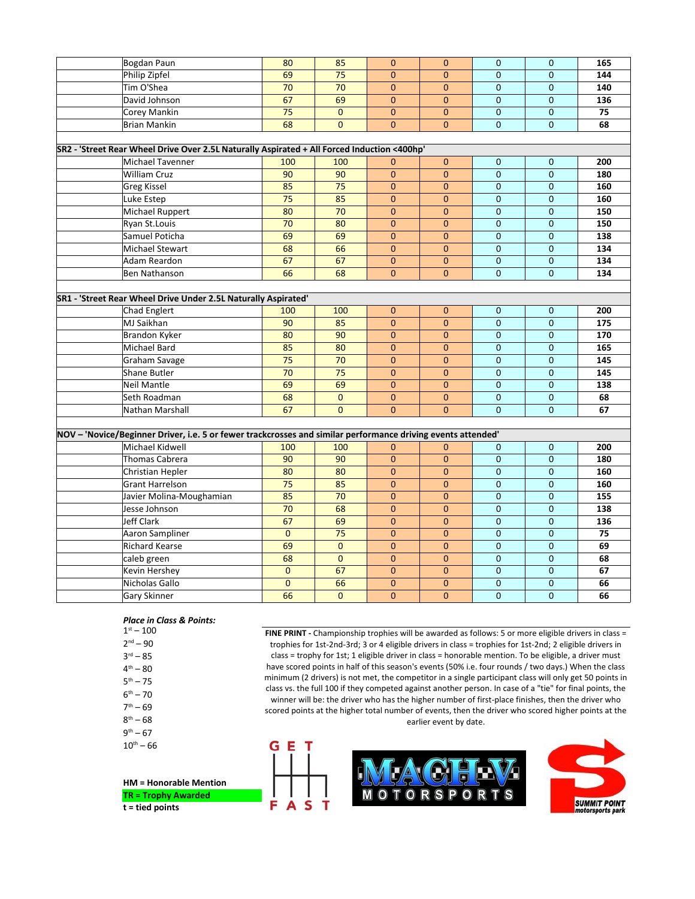| | | | | | | | | |
|---|---|---|---|---|---|---|---|---|
| | Bogdan Paun | 80 | 85 | 0 | 0 | 0 | 0 | **165** |
| | Philip Zipfel | 69 | 75 | 0 | 0 | 0 | 0 | **144** |
| | Tim O'Shea | 70 | 70 | 0 | 0 | 0 | 0 | **140** |
| | David Johnson | 67 | 69 | 0 | 0 | 0 | 0 | **136** |
| | Corey Mankin | 75 | 0 | 0 | 0 | 0 | 0 | **75** |
| | Brian Mankin | 68 | 0 | 0 | 0 | 0 | 0 | **68** |
| **SR2 - 'Street Rear Wheel Drive Over 2.5L Naturally Aspirated + All Forced Induction <400hp'** | | | | | | | | |
| | Michael Tavenner | 100 | 100 | 0 | 0 | 0 | 0 | **200** |
| | William Cruz | 90 | 90 | 0 | 0 | 0 | 0 | **180** |
| | Greg Kissel | 85 | 75 | 0 | 0 | 0 | 0 | **160** |
| | Luke Estep | 75 | 85 | 0 | 0 | 0 | 0 | **160** |
| | Michael Ruppert | 80 | 70 | 0 | 0 | 0 | 0 | **150** |
| | Ryan St.Louis | 70 | 80 | 0 | 0 | 0 | 0 | **150** |
| | Samuel Poticha | 69 | 69 | 0 | 0 | 0 | 0 | **138** |
| | Michael Stewart | 68 | 66 | 0 | 0 | 0 | 0 | **134** |
| | Adam Reardon | 67 | 67 | 0 | 0 | 0 | 0 | **134** |
| | Ben Nathanson | 66 | 68 | 0 | 0 | 0 | 0 | **134** |
| **SR1 - 'Street Rear Wheel Drive Under 2.5L Naturally Aspirated'** | | | | | | | | |
| | Chad Englert | 100 | 100 | 0 | 0 | 0 | 0 | **200** |
| | MJ Saikhan | 90 | 85 | 0 | 0 | 0 | 0 | **175** |
| | Brandon Kyker | 80 | 90 | 0 | 0 | 0 | 0 | **170** |
| | Michael Bard | 85 | 80 | 0 | 0 | 0 | 0 | **165** |
| | Graham Savage | 75 | 70 | 0 | 0 | 0 | 0 | **145** |
| | Shane Butler | 70 | 75 | 0 | 0 | 0 | 0 | **145** |
| | Neil Mantle | 69 | 69 | 0 | 0 | 0 | 0 | **138** |
| | Seth Roadman | 68 | 0 | 0 | 0 | 0 | 0 | **68** |
| | Nathan Marshall | 67 | 0 | 0 | 0 | 0 | 0 | **67** |
| **NOV – 'Novice/Beginner Driver, i.e. 5 or fewer trackcrosses and similar performance driving events attended'** | | | | | | | | |
| | Michael Kidwell | 100 | 100 | 0 | 0 | 0 | 0 | **200** |
| | Thomas Cabrera | 90 | 90 | 0 | 0 | 0 | 0 | **180** |
| | Christian Hepler | 80 | 80 | 0 | 0 | 0 | 0 | **160** |
| | Grant Harrelson | 75 | 85 | 0 | 0 | 0 | 0 | **160** |
| | Javier Molina-Moughamian | 85 | 70 | 0 | 0 | 0 | 0 | **155** |
| | Jesse Johnson | 70 | 68 | 0 | 0 | 0 | 0 | **138** |
| | Jeff Clark | 67 | 69 | 0 | 0 | 0 | 0 | **136** |
| | Aaron Sampliner | 0 | 75 | 0 | 0 | 0 | 0 | **75** |
| | Richard Kearse | 69 | 0 | 0 | 0 | 0 | 0 | **69** |
| | caleb green | 68 | 0 | 0 | 0 | 0 | 0 | **68** |
| | Kevin Hershey | 0 | 67 | 0 | 0 | 0 | 0 | **67** |
| | Nicholas Gallo | 0 | 66 | 0 | 0 | 0 | 0 | **66** |
| | Gary Skinner | 66 | 0 | 0 | 0 | 0 | 0 | **66** |

***Place in Class & Points:***

1st – 100
2nd – 90
3rd – 85
4th – 80
5th – 75
6th – 70
7th – 69
8th – 68
9th – 67
10th – 66

**HM = Honorable Mention**
**TR = Trophy Awarded**
**t = tied points**

**FINE PRINT -** Championship trophies will be awarded as follows: 5 or more eligible drivers in class = trophies for 1st-2nd-3rd; 3 or 4 eligible drivers in class = trophies for 1st-2nd; 2 eligible drivers in class = trophy for 1st; 1 eligible driver in class = honorable mention. To be eligible, a driver must have scored points in half of this season's events (50% i.e. four rounds / two days.) When the class minimum (2 drivers) is not met, the competitor in a single participant class will only get 50 points in class vs. the full 100 if they competed against another person. In case of a "tie" for final points, the winner will be: the driver who has the higher number of first-place finishes, then the driver who scored points at the higher total number of events, then the driver who scored higher points at the earlier event by date.

GET FAST

MACH V MOTORSPORTS

SUMMIT POINT motorsports park